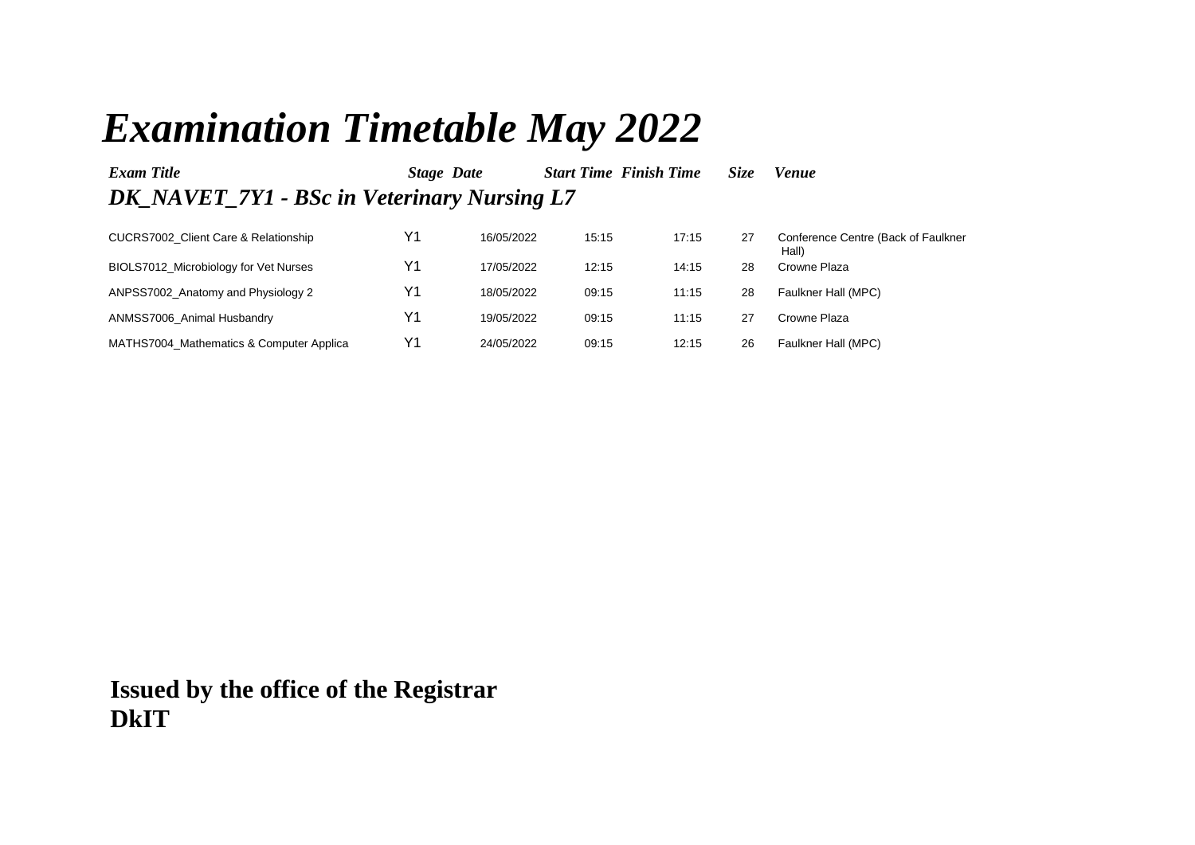# *Examination Timetable May 2022*

## *DK_NAVET_7Y1 - BSc in Veterinary Nursing L7*

| *Exam Title* | *Stage* | *Date* | *Start Time* | *Finish Time* | *Size* | *Venue* |
|---|---|---|---|---|---|---|
| CUCRS7002_Client Care & Relationship | Y1 | 16/05/2022 | 15:15 | 17:15 | 27 | Conference Centre (Back of Faulkner Hall) |
| BIOLS7012_Microbiology for Vet Nurses | Y1 | 17/05/2022 | 12:15 | 14:15 | 28 | Crowne Plaza |
| ANPSS7002_Anatomy and Physiology 2 | Y1 | 18/05/2022 | 09:15 | 11:15 | 28 | Faulkner Hall (MPC) |
| ANMSS7006_Animal Husbandry | Y1 | 19/05/2022 | 09:15 | 11:15 | 27 | Crowne Plaza |
| MATHS7004_Mathematics & Computer Applica | Y1 | 24/05/2022 | 09:15 | 12:15 | 26 | Faulkner Hall (MPC) |

**Issued by the office of the Registrar**
**DkIT**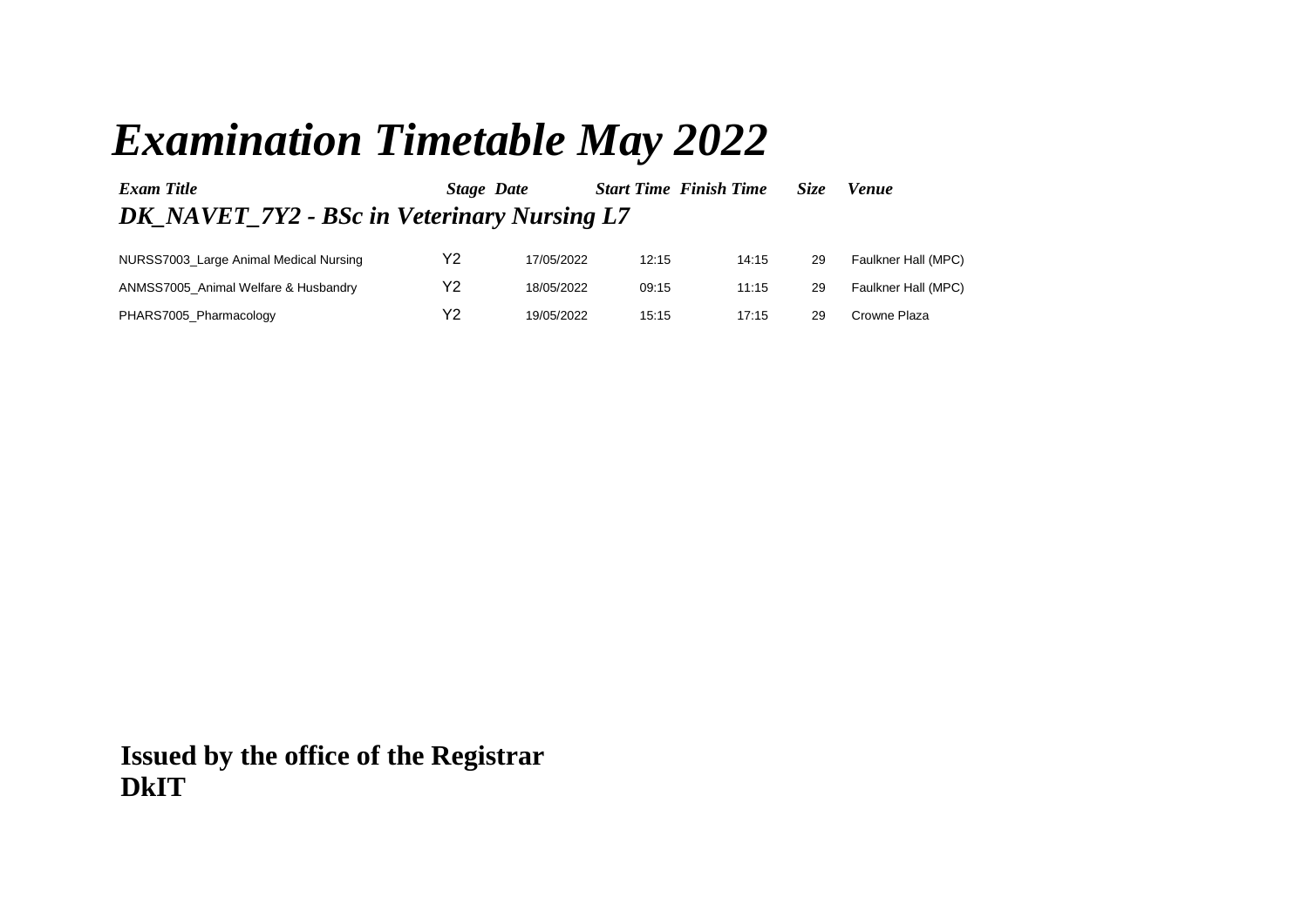# *Examination Timetable May 2022*

| *Exam Title* | *Stage* | *Date* | *Start Time* | *Finish Time* | *Size* | *Venue* |
|---|---|---|---|---|---|---|
| ***DK_NAVET_7Y2 - BSc in Veterinary Nursing L7*** | | | | | | |
| NURSS7003_Large Animal Medical Nursing | Y2 | 17/05/2022 | 12:15 | 14:15 | 29 | Faulkner Hall (MPC) |
| ANMSS7005_Animal Welfare & Husbandry | Y2 | 18/05/2022 | 09:15 | 11:15 | 29 | Faulkner Hall (MPC) |
| PHARS7005_Pharmacology | Y2 | 19/05/2022 | 15:15 | 17:15 | 29 | Crowne Plaza |

**Issued by the office of the Registrar**
**DkIT**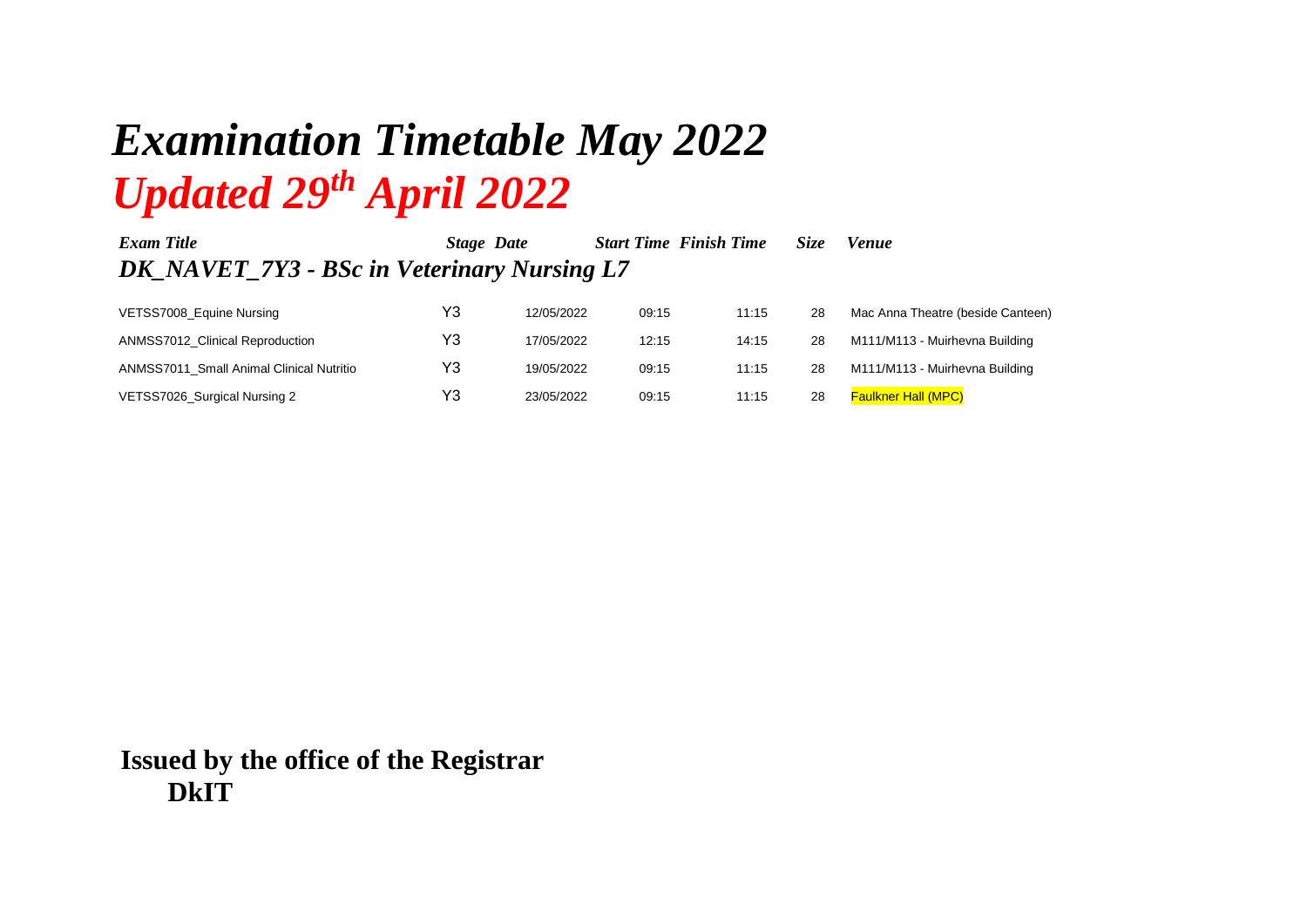# *Examination Timetable May 2022*
# *Updated 29th April 2022*

| *Exam Title* | *Stage* | *Date* | *Start Time* | *Finish Time* | *Size* | *Venue* |
|---|---|---|---|---|---|---|
| ***DK_NAVET_7Y3 - BSc in Veterinary Nursing L7*** | | | | | | |
| VETSS7008_Equine Nursing | Y3 | 12/05/2022 | 09:15 | 11:15 | 28 | Mac Anna Theatre (beside Canteen) |
| ANMSS7012_Clinical Reproduction | Y3 | 17/05/2022 | 12:15 | 14:15 | 28 | M111/M113 - Muirhevna Building |
| ANMSS7011_Small Animal Clinical Nutritio | Y3 | 19/05/2022 | 09:15 | 11:15 | 28 | M111/M113 - Muirhevna Building |
| VETSS7026_Surgical Nursing 2 | Y3 | 23/05/2022 | 09:15 | 11:15 | 28 | Faulkner Hall (MPC) |

**Issued by the office of the Registrar**
**DkIT**